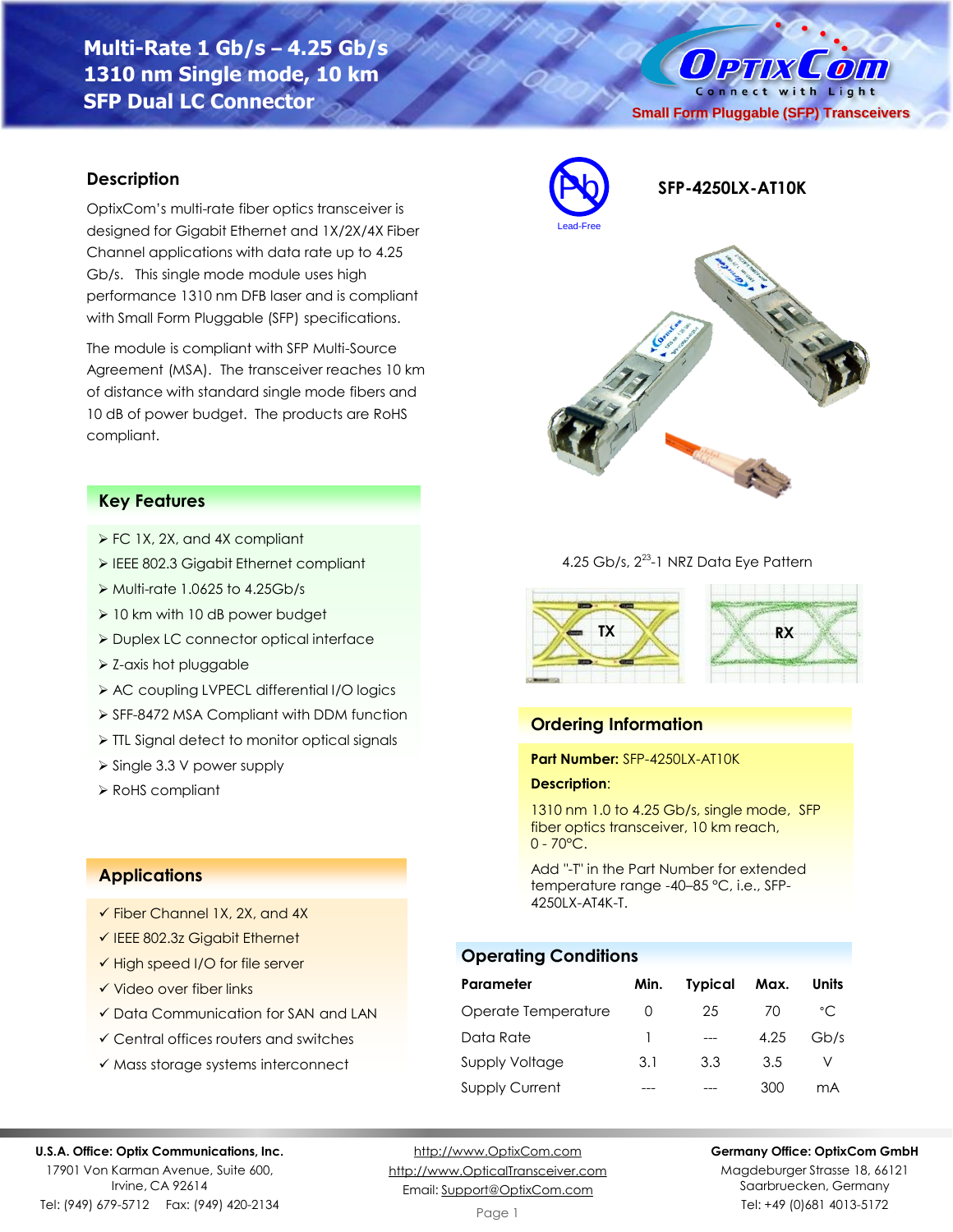# Multi-Rate 1 Gb/s – 4.25 Gb/s
# 1310 nm Single mode, 10 km
# SFP Dual LC Connector

OptixCom — Connect with Light

Small Form Pluggable (SFP) Transceivers

Lead-Free

**SFP-4250LX-AT10K**

## Description

OptixCom's multi-rate fiber optics transceiver is designed for Gigabit Ethernet and 1X/2X/4X Fiber Channel applications with data rate up to 4.25 Gb/s. This single mode module uses high performance 1310 nm DFB laser and is compliant with Small Form Pluggable (SFP) specifications.

The module is compliant with SFP Multi-Source Agreement (MSA). The transceiver reaches 10 km of distance with standard single mode fibers and 10 dB of power budget. The products are RoHS compliant.

## Key Features

- FC 1X, 2X, and 4X compliant
- IEEE 802.3 Gigabit Ethernet compliant
- Multi-rate 1.0625 to 4.25Gb/s
- 10 km with 10 dB power budget
- Duplex LC connector optical interface
- Z-axis hot pluggable
- AC coupling LVPECL differential I/O logics
- SFF-8472 MSA Compliant with DDM function
- TTL Signal detect to monitor optical signals
- Single 3.3 V power supply
- RoHS compliant

## Applications

- ✓ Fiber Channel 1X, 2X, and 4X
- ✓ IEEE 802.3z Gigabit Ethernet
- ✓ High speed I/O for file server
- ✓ Video over fiber links
- ✓ Data Communication for SAN and LAN
- ✓ Central offices routers and switches
- ✓ Mass storage systems interconnect

4.25 Gb/s, $2^{23}$-1 NRZ Data Eye Pattern

TX RX

## Ordering Information

**Part Number:** SFP-4250LX-AT10K

**Description**:

1310 nm 1.0 to 4.25 Gb/s, single mode, SFP fiber optics transceiver, 10 km reach, 0 - 70°C.

Add "-T" in the Part Number for extended temperature range -40–85 °C, i.e., SFP-4250LX-AT4K-T.

## Operating Conditions

| Parameter | Min. | Typical | Max. | Units |
|---|---|---|---|---|
| Operate Temperature | 0 | 25 | 70 | °C |
| Data Rate | 1 | --- | 4.25 | Gb/s |
| Supply Voltage | 3.1 | 3.3 | 3.5 | V |
| Supply Current | --- | --- | 300 | mA |

**U.S.A. Office: Optix Communications, Inc.**
17901 Von Karman Avenue, Suite 600,
Irvine, CA 92614
Tel: (949) 679-5712 Fax: (949) 420-2134

http://www.OptixCom.com
http://www.OpticalTransceiver.com
Email: Support@OptixCom.com

**Germany Office: OptixCom GmbH**
Magdeburger Strasse 18, 66121
Saarbruecken, Germany
Tel: +49 (0)681 4013-5172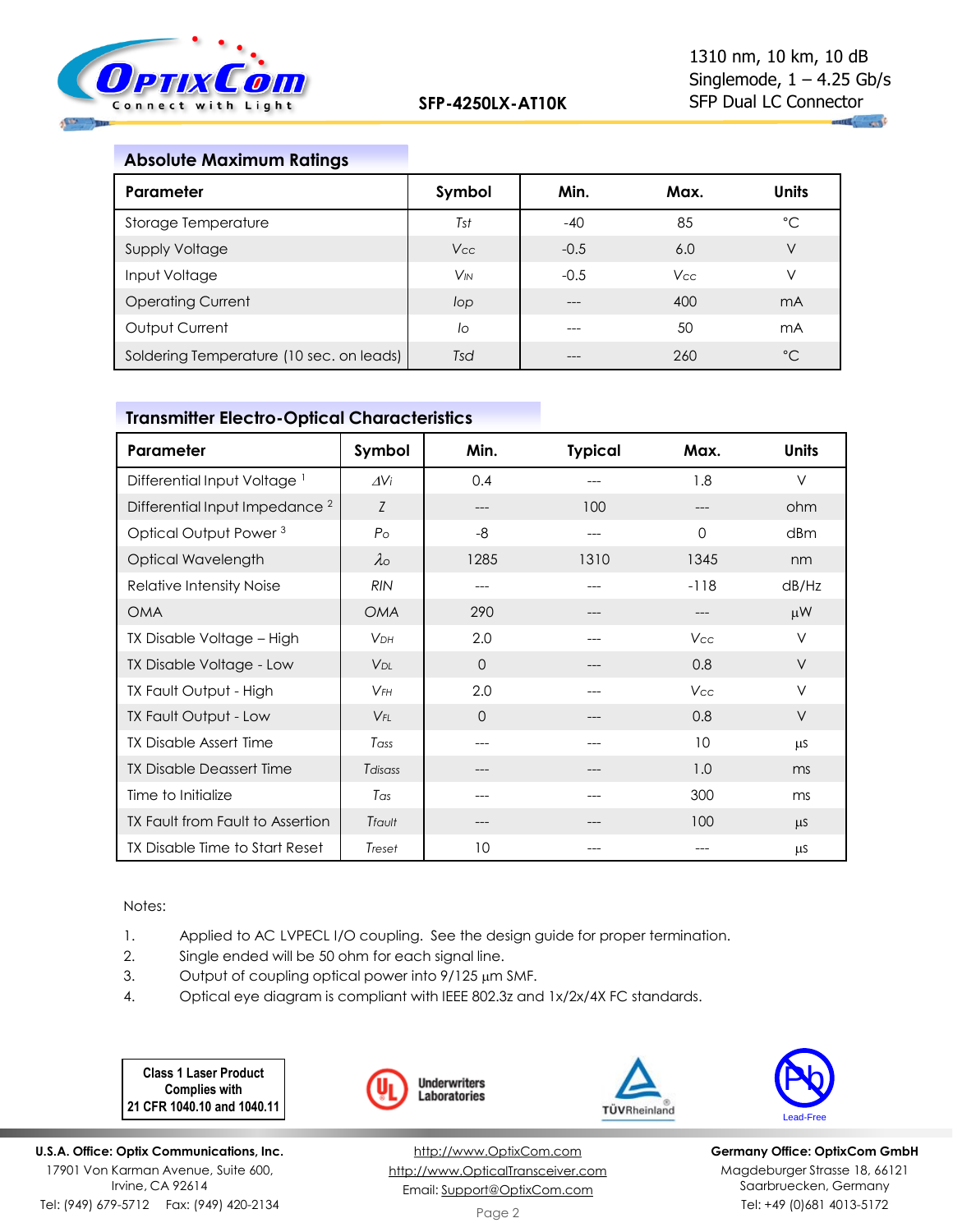## Absolute Maximum Ratings

| Parameter | Symbol | Min. | Max. | Units |
|---|---|---|---|---|
| Storage Temperature | $T_{st}$ | -40 | 85 | °C |
| Supply Voltage | $V_{CC}$ | -0.5 | 6.0 | V |
| Input Voltage | $V_{IN}$ | -0.5 | $V_{CC}$ | V |
| Operating Current | $I_{op}$ | --- | 400 | mA |
| Output Current | $I_o$ | --- | 50 | mA |
| Soldering Temperature (10 sec. on leads) | $T_{sd}$ | --- | 260 | °C |

## Transmitter Electro-Optical Characteristics

| Parameter | Symbol | Min. | Typical | Max. | Units |
|---|---|---|---|---|---|
| Differential Input Voltage [1] | $\Delta V_i$ | 0.4 | --- | 1.8 | V |
| Differential Input Impedance [2] | $Z$ | --- | 100 | --- | ohm |
| Optical Output Power [3] | $P_o$ | -8 | --- | 0 | dBm |
| Optical Wavelength | $\lambda_o$ | 1285 | 1310 | 1345 | nm |
| Relative Intensity Noise | RIN | --- | --- | -118 | dB/Hz |
| OMA | OMA | 290 | --- | --- | µW |
| TX Disable Voltage – High | $V_{DH}$ | 2.0 | --- | $V_{CC}$ | V |
| TX Disable Voltage - Low | $V_{DL}$ | 0 | --- | 0.8 | V |
| TX Fault Output - High | $V_{FH}$ | 2.0 | --- | $V_{CC}$ | V |
| TX Fault Output - Low | $V_{FL}$ | 0 | --- | 0.8 | V |
| TX Disable Assert Time | $T_{ass}$ | --- | --- | 10 | µs |
| TX Disable Deassert Time | $T_{disass}$ | --- | --- | 1.0 | ms |
| Time to Initialize | $T_{as}$ | --- | --- | 300 | ms |
| TX Fault from Fault to Assertion | $T_{fault}$ | --- | --- | 100 | µs |
| TX Disable Time to Start Reset | $T_{reset}$ | 10 | --- | --- | µs |

Notes:

1. Applied to AC LVPECL I/O coupling. See the design guide for proper termination.
2. Single ended will be 50 ohm for each signal line.
3. Output of coupling optical power into 9/125 µm SMF.
4. Optical eye diagram is compliant with IEEE 802.3z and 1x/2x/4X FC standards.

**Class 1 Laser Product Complies with 21 CFR 1040.10 and 1040.11**

Underwriters Laboratories

TÜVRheinland

Lead-Free

**U.S.A. Office: Optix Communications, Inc.**
17901 Von Karman Avenue, Suite 600,
Irvine, CA 92614
Tel: (949) 679-5712 Fax: (949) 420-2134

http://www.OptixCom.com
http://www.OpticalTransceiver.com
Email: Support@OptixCom.com

**Germany Office: OptixCom GmbH**
Magdeburger Strasse 18, 66121
Saarbruecken, Germany
Tel: +49 (0)681 4013-5172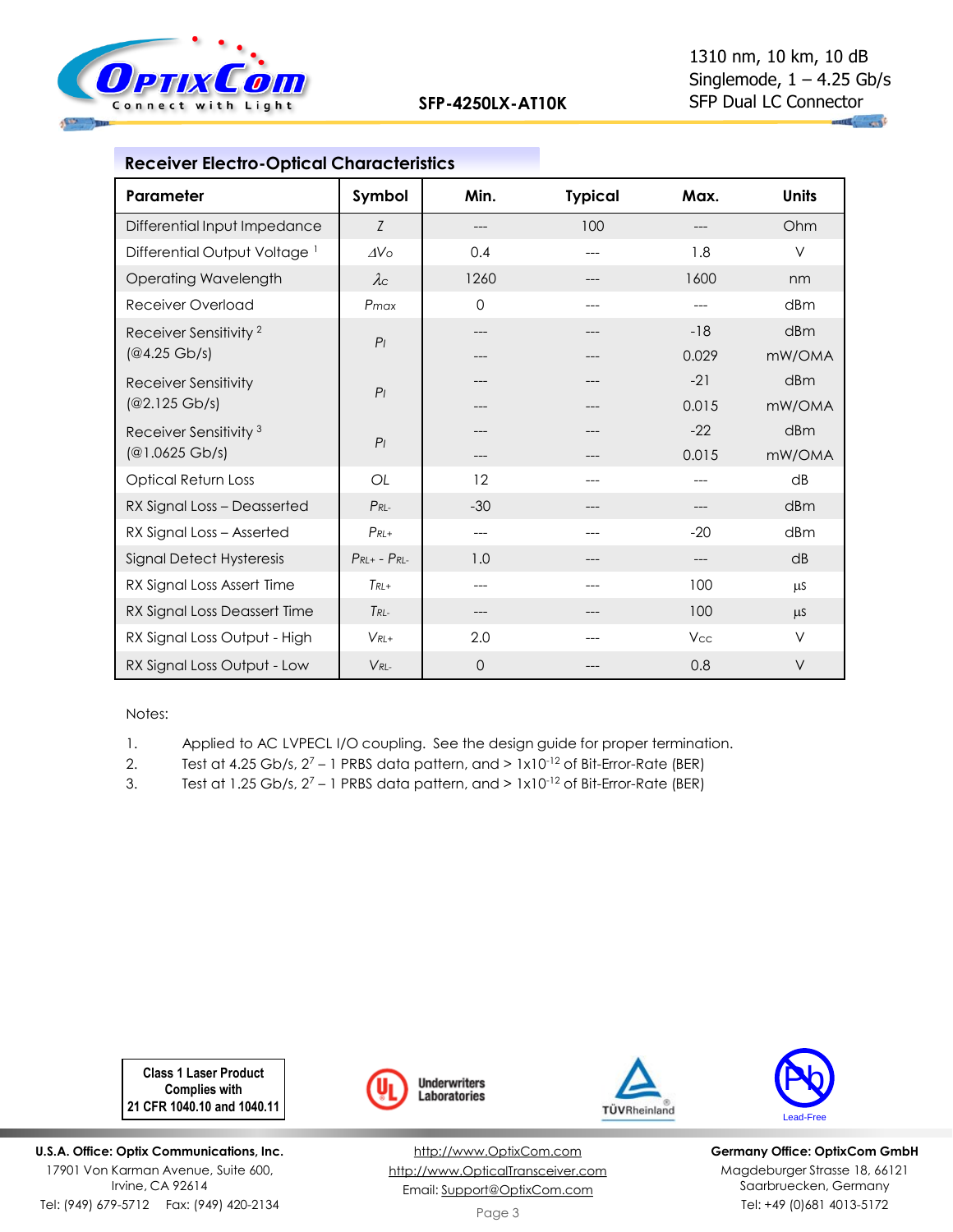## Receiver Electro-Optical Characteristics

| Parameter | Symbol | Min. | Typical | Max. | Units |
|---|---|---|---|---|---|
| Differential Input Impedance | $Z$ | --- | 100 | --- | Ohm |
| Differential Output Voltage [1] | $\Delta V_O$ | 0.4 | --- | 1.8 | V |
| Operating Wavelength | $\lambda_C$ | 1260 | --- | 1600 | nm |
| Receiver Overload | $P_{max}$ | 0 | --- | --- | dBm |
| Receiver Sensitivity [2] (@4.25 Gb/s) | $P_I$ | --- | --- | -18 | dBm |
| | | --- | --- | 0.029 | mW/OMA |
| Receiver Sensitivity (@2.125 Gb/s) | $P_I$ | --- | --- | -21 | dBm |
| | | --- | --- | 0.015 | mW/OMA |
| Receiver Sensitivity [3] (@1.0625 Gb/s) | $P_I$ | --- | --- | -22 | dBm |
| | | --- | --- | 0.015 | mW/OMA |
| Optical Return Loss | $OL$ | 12 | --- | --- | dB |
| RX Signal Loss – Deasserted | $P_{RL-}$ | -30 | --- | --- | dBm |
| RX Signal Loss – Asserted | $P_{RL+}$ | --- | --- | -20 | dBm |
| Signal Detect Hysteresis | $P_{RL+} - P_{RL-}$ | 1.0 | --- | --- | dB |
| RX Signal Loss Assert Time | $T_{RL+}$ | --- | --- | 100 | µs |
| RX Signal Loss Deassert Time | $T_{RL-}$ | --- | --- | 100 | µs |
| RX Signal Loss Output - High | $V_{RL+}$ | 2.0 | --- | $V_{CC}$ | V |
| RX Signal Loss Output - Low | $V_{RL-}$ | 0 | --- | 0.8 | V |

Notes:

1. Applied to AC LVPECL I/O coupling. See the design guide for proper termination.
2. Test at 4.25 Gb/s, $2^7 - 1$ PRBS data pattern, and > $1 \times 10^{-12}$ of Bit-Error-Rate (BER)
3. Test at 1.25 Gb/s, $2^7 - 1$ PRBS data pattern, and > $1 \times 10^{-12}$ of Bit-Error-Rate (BER)